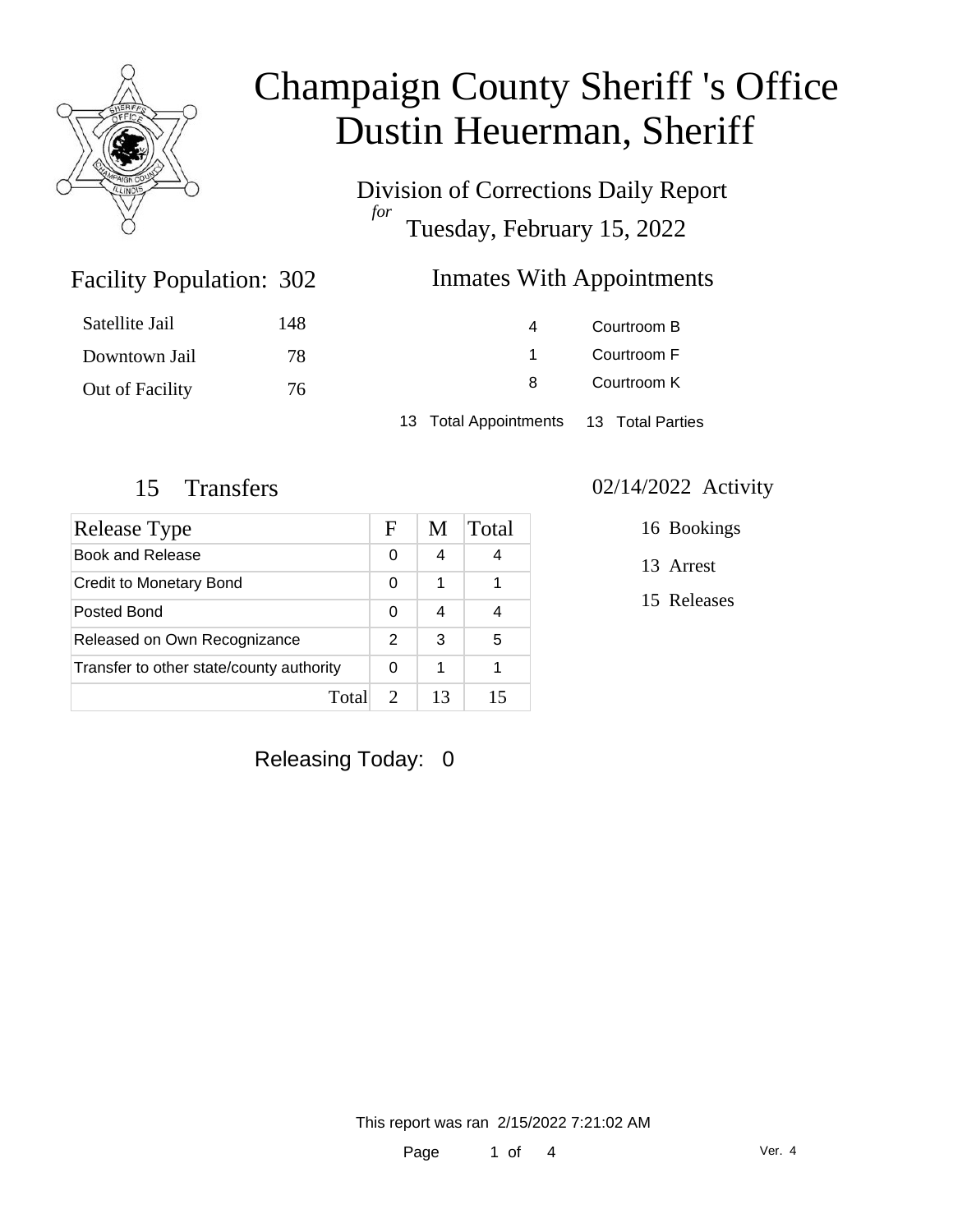# Champaign County Sheriff 's Office
# Dustin Heuerman, Sheriff

Division of Corrections Daily Report
*for*
Tuesday, February 15, 2022

## Facility Population: 302

| | |
|---|---|
| Satellite Jail | 148 |
| Downtown Jail | 78 |
| Out of Facility | 76 |

## Inmates With Appointments

| | |
|---|---|
| 4 | Courtroom B |
| 1 | Courtroom F |
| 8 | Courtroom K |

13 Total Appointments 13 Total Parties

## 15 Transfers

| Release Type | F | M | Total |
|---|---|---|---|
| Book and Release | 0 | 4 | 4 |
| Credit to Monetary Bond | 0 | 1 | 1 |
| Posted Bond | 0 | 4 | 4 |
| Released on Own Recognizance | 2 | 3 | 5 |
| Transfer to other state/county authority | 0 | 1 | 1 |
| Total | 2 | 13 | 15 |

## 02/14/2022 Activity

16 Bookings

13 Arrest

15 Releases

Releasing Today: 0

This report was ran 2/15/2022 7:21:02 AM

Ver. 4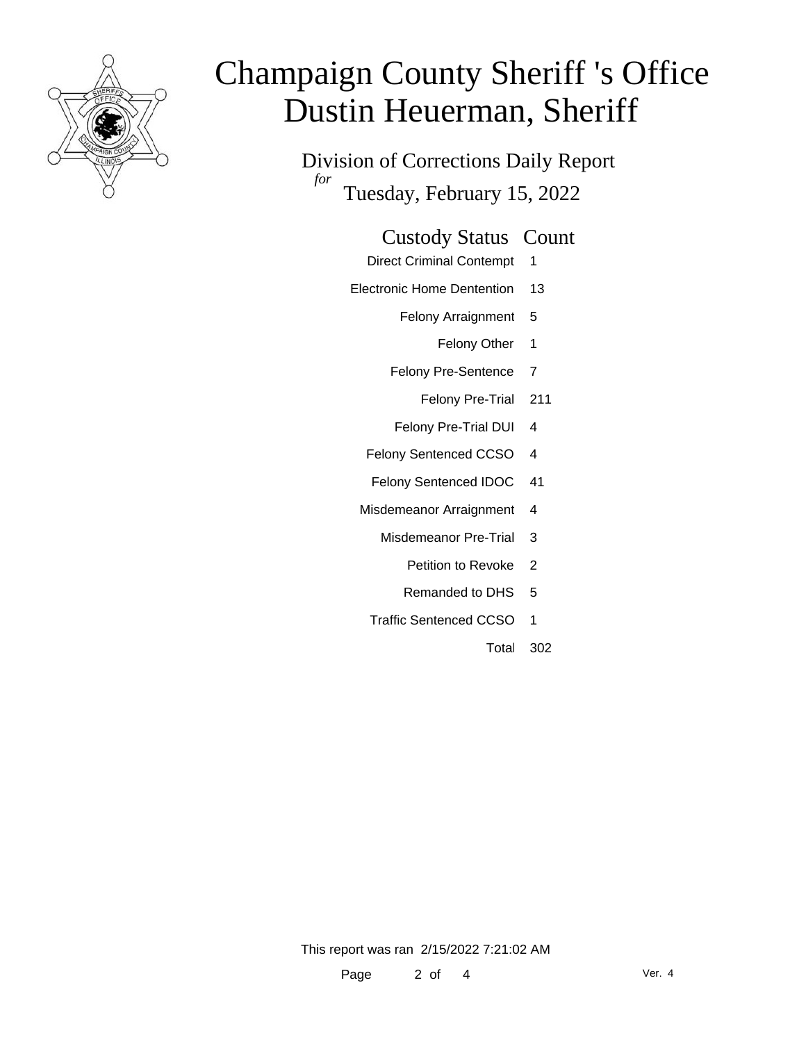# Champaign County Sheriff 's Office
# Dustin Heuerman, Sheriff

Division of Corrections Daily Report
*for*
Tuesday, February 15, 2022

| Custody Status | Count |
| --- | --- |
| Direct Criminal Contempt | 1 |
| Electronic Home Dentention | 13 |
| Felony Arraignment | 5 |
| Felony Other | 1 |
| Felony Pre-Sentence | 7 |
| Felony Pre-Trial | 211 |
| Felony Pre-Trial DUI | 4 |
| Felony Sentenced CCSO | 4 |
| Felony Sentenced IDOC | 41 |
| Misdemeanor Arraignment | 4 |
| Misdemeanor Pre-Trial | 3 |
| Petition to Revoke | 2 |
| Remanded to DHS | 5 |
| Traffic Sentenced CCSO | 1 |
| Total | 302 |

This report was ran 2/15/2022 7:21:02 AM

Ver. 4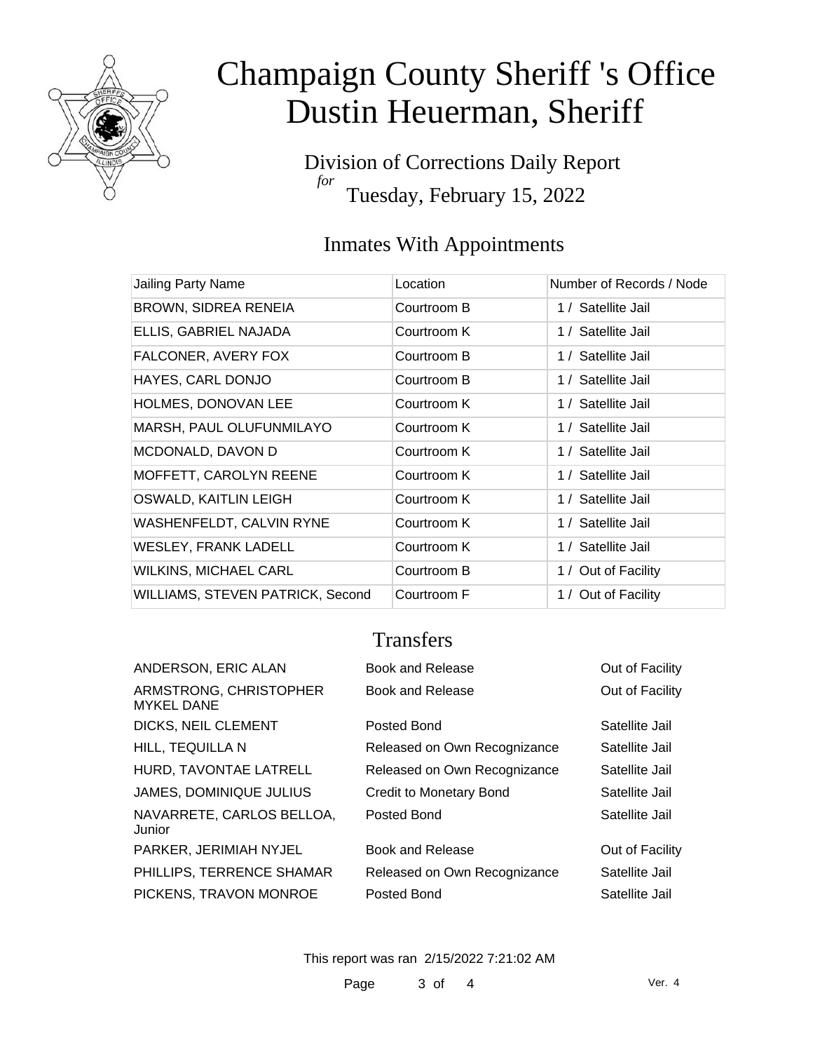# Champaign County Sheriff 's Office
# Dustin Heuerman, Sheriff

Division of Corrections Daily Report
*for*
Tuesday, February 15, 2022

## Inmates With Appointments

| Jailing Party Name | Location | Number of Records / Node |
|---|---|---|
| BROWN, SIDREA RENEIA | Courtroom B | 1 / Satellite Jail |
| ELLIS, GABRIEL NAJADA | Courtroom K | 1 / Satellite Jail |
| FALCONER, AVERY FOX | Courtroom B | 1 / Satellite Jail |
| HAYES, CARL DONJO | Courtroom B | 1 / Satellite Jail |
| HOLMES, DONOVAN LEE | Courtroom K | 1 / Satellite Jail |
| MARSH, PAUL OLUFUNMILAYO | Courtroom K | 1 / Satellite Jail |
| MCDONALD, DAVON D | Courtroom K | 1 / Satellite Jail |
| MOFFETT, CAROLYN REENE | Courtroom K | 1 / Satellite Jail |
| OSWALD, KAITLIN LEIGH | Courtroom K | 1 / Satellite Jail |
| WASHENFELDT, CALVIN RYNE | Courtroom K | 1 / Satellite Jail |
| WESLEY, FRANK LADELL | Courtroom K | 1 / Satellite Jail |
| WILKINS, MICHAEL CARL | Courtroom B | 1 / Out of Facility |
| WILLIAMS, STEVEN PATRICK, Second | Courtroom F | 1 / Out of Facility |

## Transfers

| | | |
|---|---|---|
| ANDERSON, ERIC ALAN | Book and Release | Out of Facility |
| ARMSTRONG, CHRISTOPHER MYKEL DANE | Book and Release | Out of Facility |
| DICKS, NEIL CLEMENT | Posted Bond | Satellite Jail |
| HILL, TEQUILLA N | Released on Own Recognizance | Satellite Jail |
| HURD, TAVONTAE LATRELL | Released on Own Recognizance | Satellite Jail |
| JAMES, DOMINIQUE JULIUS | Credit to Monetary Bond | Satellite Jail |
| NAVARRETE, CARLOS BELLOA, Junior | Posted Bond | Satellite Jail |
| PARKER, JERIMIAH NYJEL | Book and Release | Out of Facility |
| PHILLIPS, TERRENCE SHAMAR | Released on Own Recognizance | Satellite Jail |
| PICKENS, TRAVON MONROE | Posted Bond | Satellite Jail |

This report was ran 2/15/2022 7:21:02 AM

Ver. 4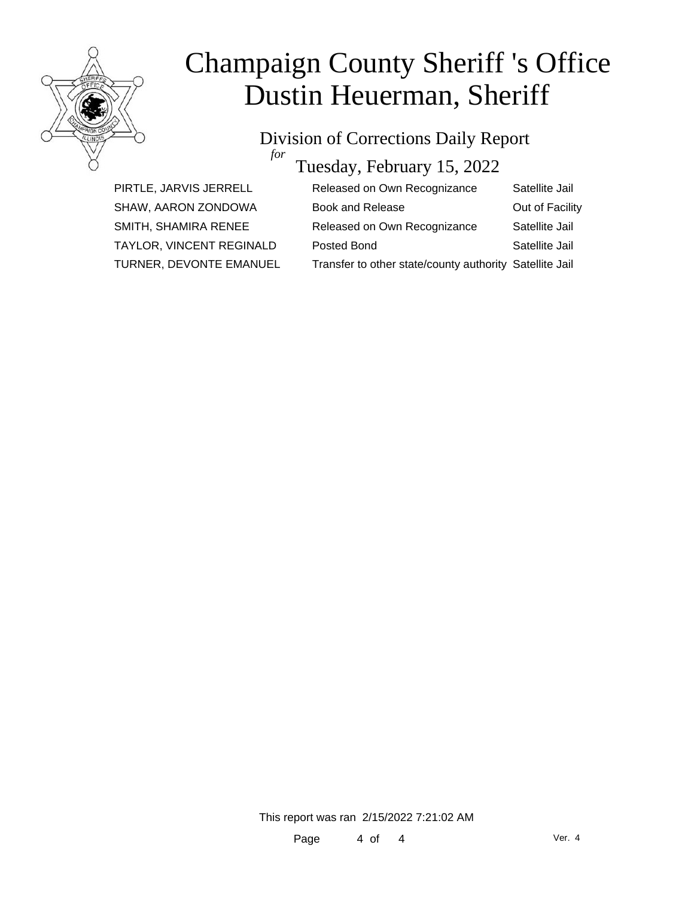# Champaign County Sheriff 's Office
# Dustin Heuerman, Sheriff

## Division of Corrections Daily Report
*for*
## Tuesday, February 15, 2022

| | | |
|---|---|---|
| PIRTLE, JARVIS JERRELL | Released on Own Recognizance | Satellite Jail |
| SHAW, AARON ZONDOWA | Book and Release | Out of Facility |
| SMITH, SHAMIRA RENEE | Released on Own Recognizance | Satellite Jail |
| TAYLOR, VINCENT REGINALD | Posted Bond | Satellite Jail |
| TURNER, DEVONTE EMANUEL | Transfer to other state/county authority | Satellite Jail |

This report was ran 2/15/2022 7:21:02 AM

Ver. 4